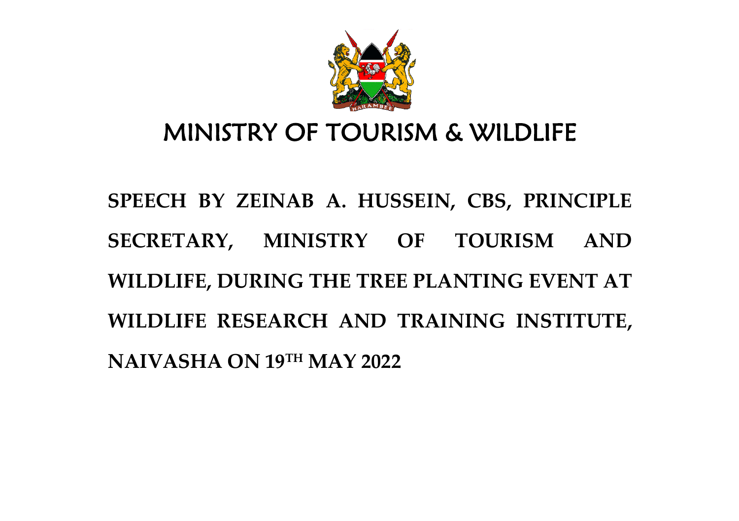# MINISTRY OF TOURISM & WILDLIFE

**SPEECH BY ZEINAB A. HUSSEIN, CBS, PRINCIPLE SECRETARY, MINISTRY OF TOURISM AND WILDLIFE, DURING THE TREE PLANTING EVENT AT WILDLIFE RESEARCH AND TRAINING INSTITUTE, NAIVASHA ON 19TH MAY 2022**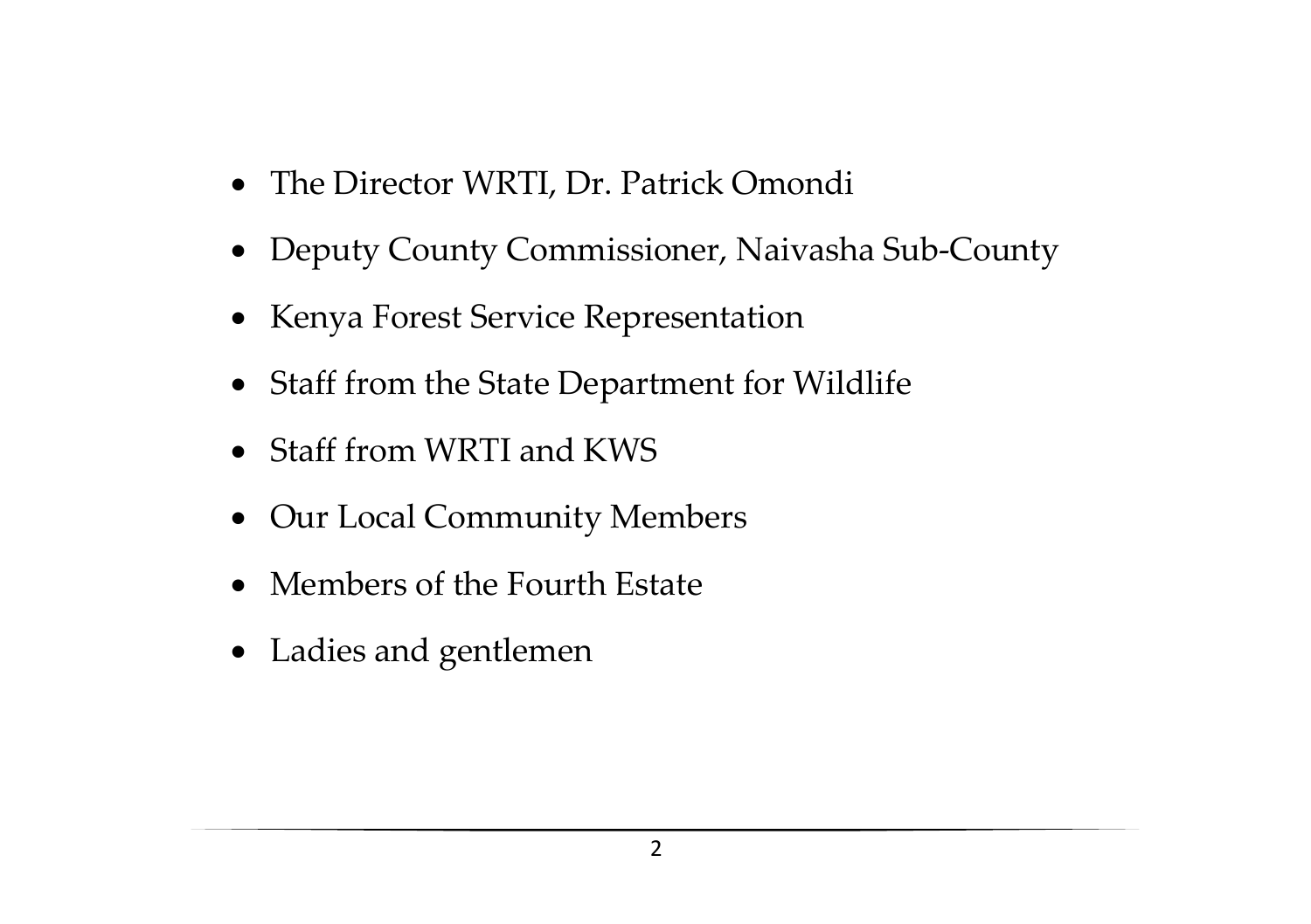- The Director WRTI, Dr. Patrick Omondi
- Deputy County Commissioner, Naivasha Sub-County
- Kenya Forest Service Representation
- Staff from the State Department for Wildlife
- Staff from WRTI and KWS
- Our Local Community Members
- Members of the Fourth Estate
- Ladies and gentlemen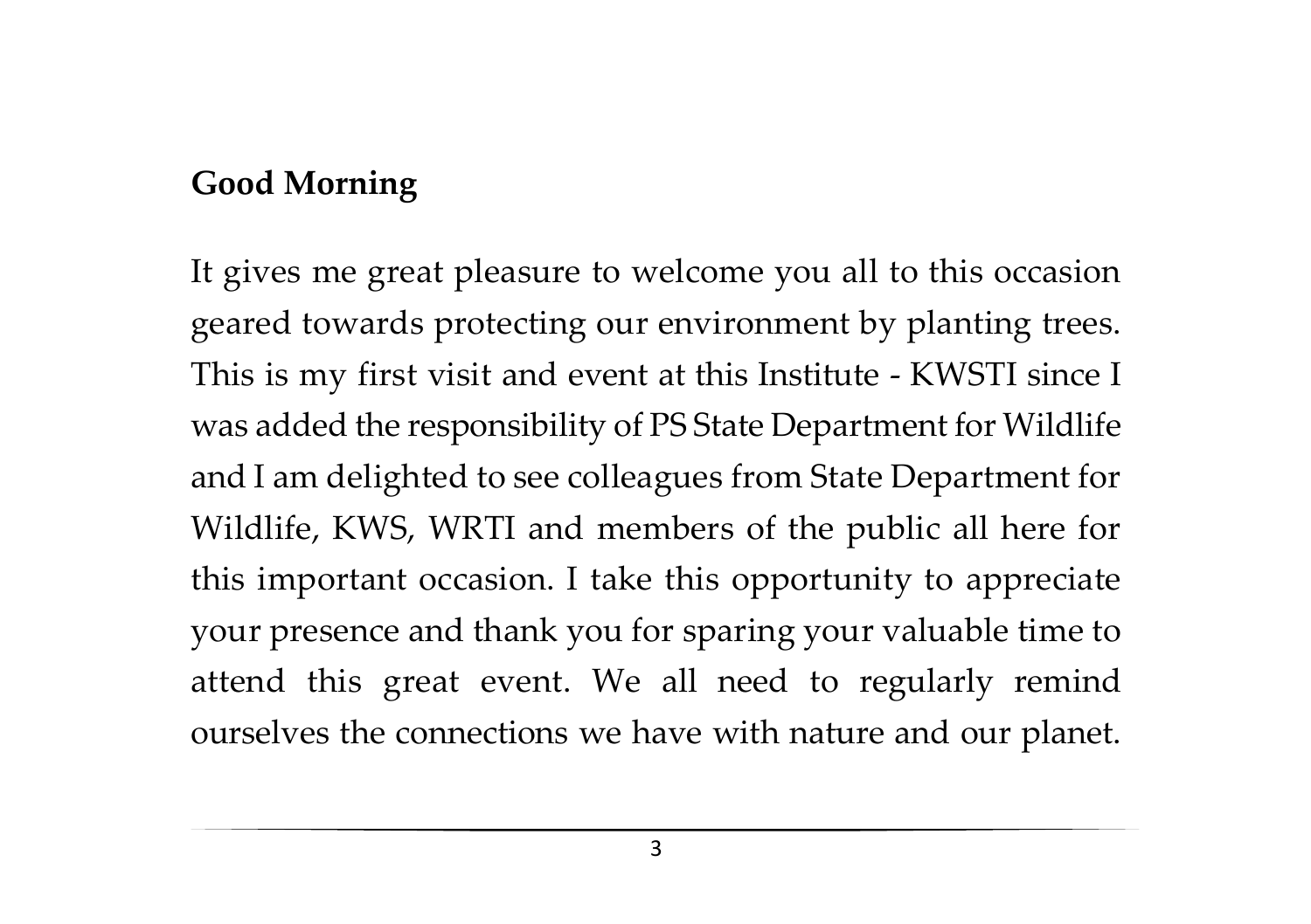**Good Morning**

It gives me great pleasure to welcome you all to this occasion geared towards protecting our environment by planting trees. This is my first visit and event at this Institute - KWSTI since I was added the responsibility of PS State Department for Wildlife and I am delighted to see colleagues from State Department for Wildlife, KWS, WRTI and members of the public all here for this important occasion. I take this opportunity to appreciate your presence and thank you for sparing your valuable time to attend this great event. We all need to regularly remind ourselves the connections we have with nature and our planet.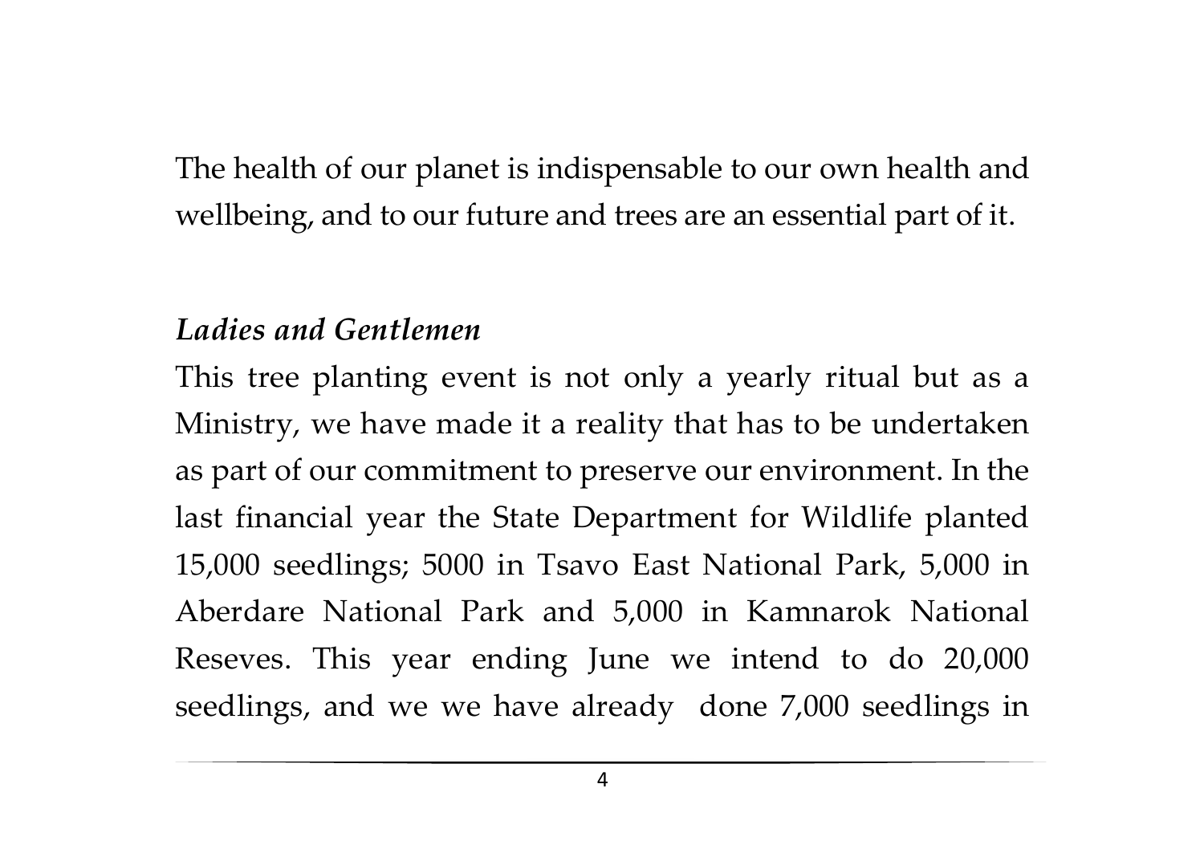The health of our planet is indispensable to our own health and wellbeing, and to our future and trees are an essential part of it.

*Ladies and Gentlemen*

This tree planting event is not only a yearly ritual but as a Ministry, we have made it a reality that has to be undertaken as part of our commitment to preserve our environment. In the last financial year the State Department for Wildlife planted 15,000 seedlings; 5000 in Tsavo East National Park, 5,000 in Aberdare National Park and 5,000 in Kamnarok National Reseves. This year ending June we intend to do 20,000 seedlings, and we we have already done 7,000 seedlings in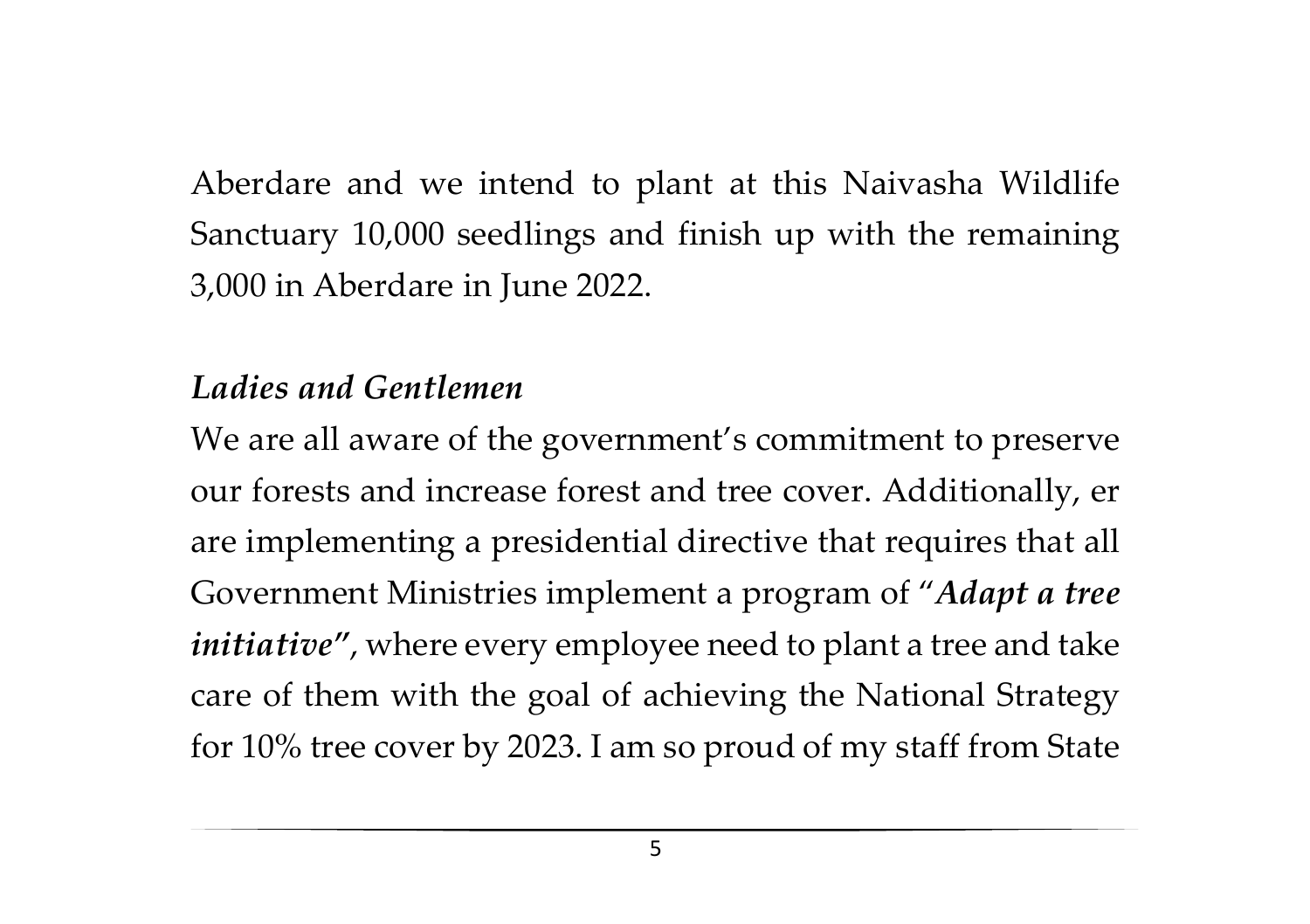Aberdare and we intend to plant at this Naivasha Wildlife Sanctuary 10,000 seedlings and finish up with the remaining 3,000 in Aberdare in June 2022.

***Ladies and Gentlemen***

We are all aware of the government's commitment to preserve our forests and increase forest and tree cover. Additionally, er are implementing a presidential directive that requires that all Government Ministries implement a program of "***Adapt a tree initiative"***, where every employee need to plant a tree and take care of them with the goal of achieving the National Strategy for 10% tree cover by 2023. I am so proud of my staff from State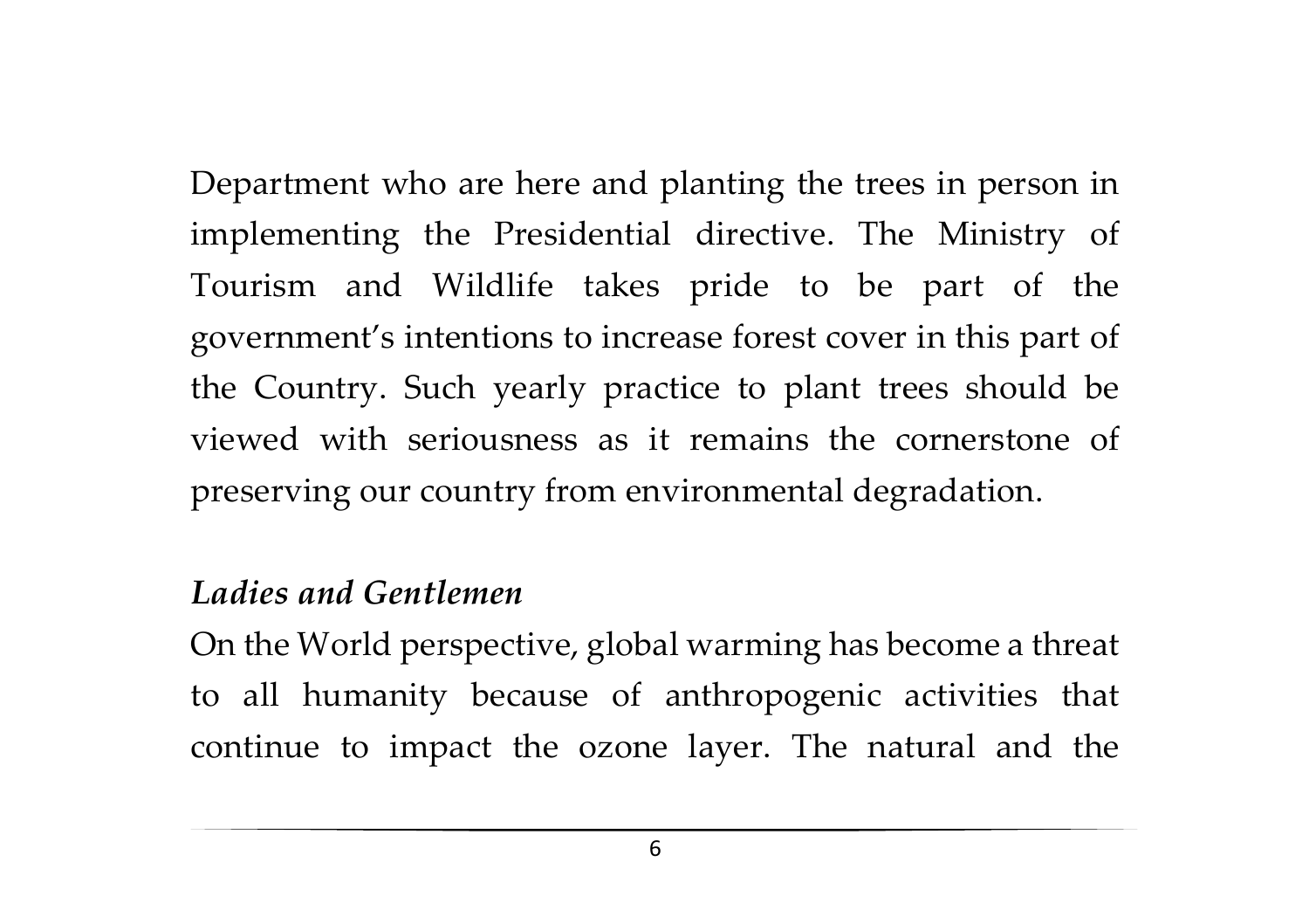Department who are here and planting the trees in person in implementing the Presidential directive. The Ministry of Tourism and Wildlife takes pride to be part of the government's intentions to increase forest cover in this part of the Country. Such yearly practice to plant trees should be viewed with seriousness as it remains the cornerstone of preserving our country from environmental degradation.

***Ladies and Gentlemen***

On the World perspective, global warming has become a threat to all humanity because of anthropogenic activities that continue to impact the ozone layer. The natural and the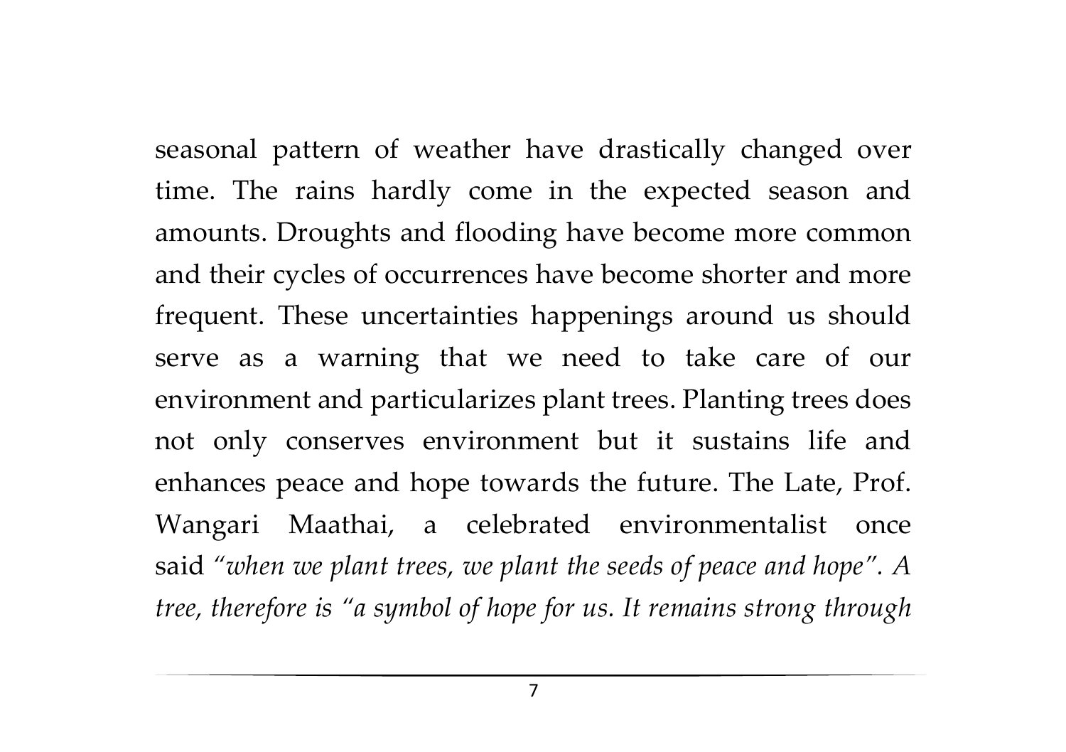seasonal pattern of weather have drastically changed over time. The rains hardly come in the expected season and amounts. Droughts and flooding have become more common and their cycles of occurrences have become shorter and more frequent. These uncertainties happenings around us should serve as a warning that we need to take care of our environment and particularizes plant trees. Planting trees does not only conserves environment but it sustains life and enhances peace and hope towards the future. The Late, Prof. Wangari Maathai, a celebrated environmentalist once said *"when we plant trees, we plant the seeds of peace and hope". A tree, therefore is "a symbol of hope for us. It remains strong through*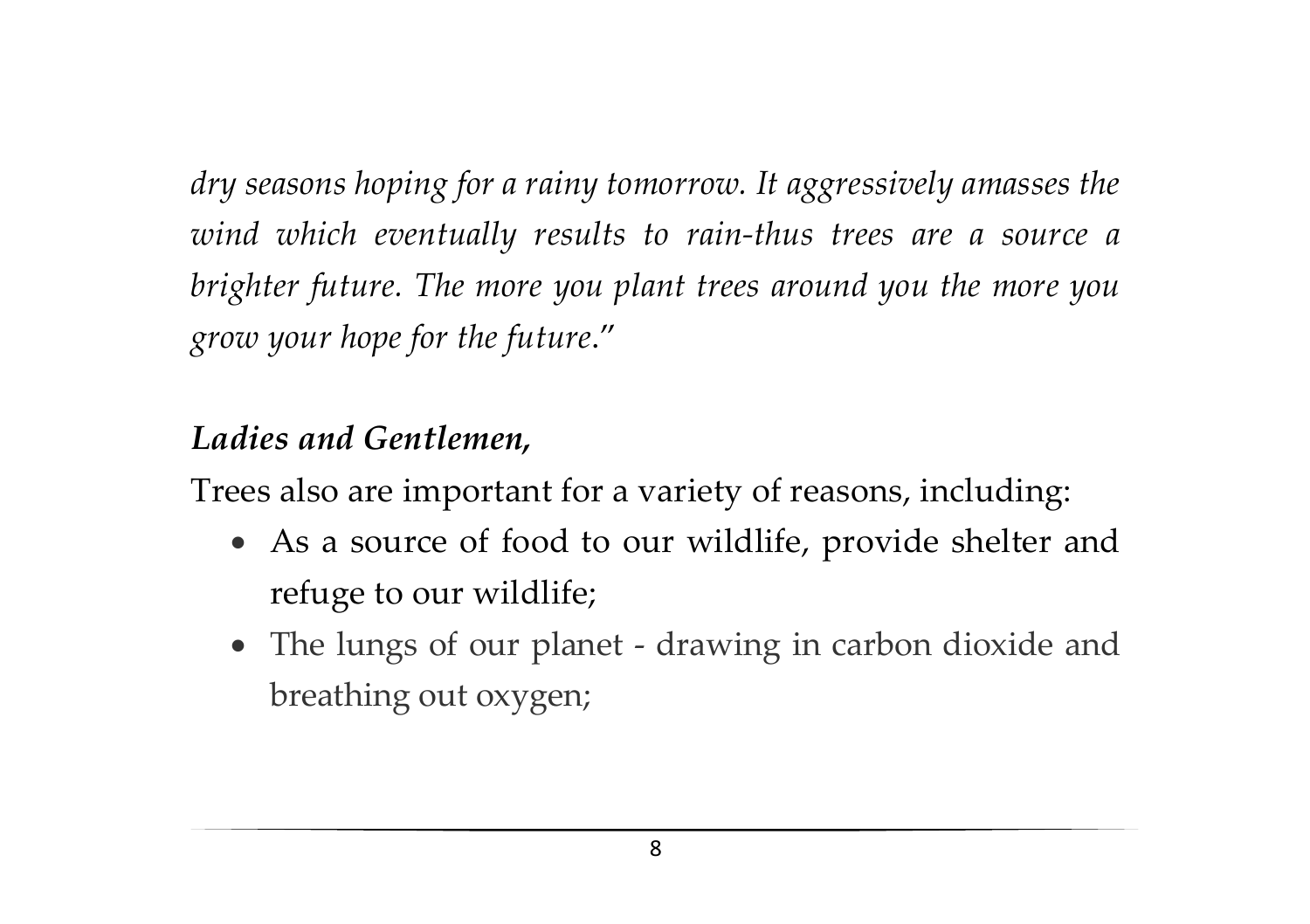*dry seasons hoping for a rainy tomorrow. It aggressively amasses the wind which eventually results to rain-thus trees are a source a brighter future. The more you plant trees around you the more you grow your hope for the future*."

***Ladies and Gentlemen,***

Trees also are important for a variety of reasons, including:

- As a source of food to our wildlife, provide shelter and refuge to our wildlife;
- The lungs of our planet - drawing in carbon dioxide and breathing out oxygen;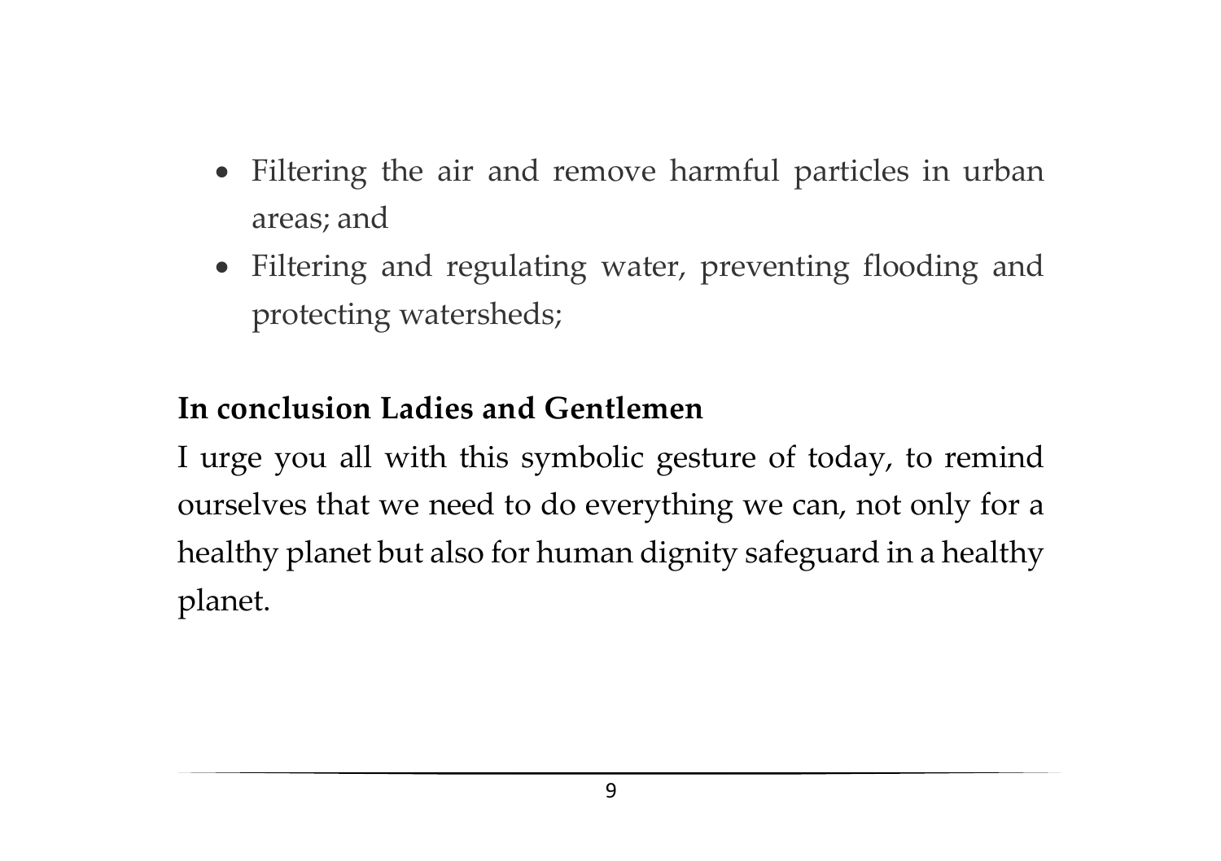- Filtering the air and remove harmful particles in urban areas; and
- Filtering and regulating water, preventing flooding and protecting watersheds;

**In conclusion Ladies and Gentlemen**

I urge you all with this symbolic gesture of today, to remind ourselves that we need to do everything we can, not only for a healthy planet but also for human dignity safeguard in a healthy planet.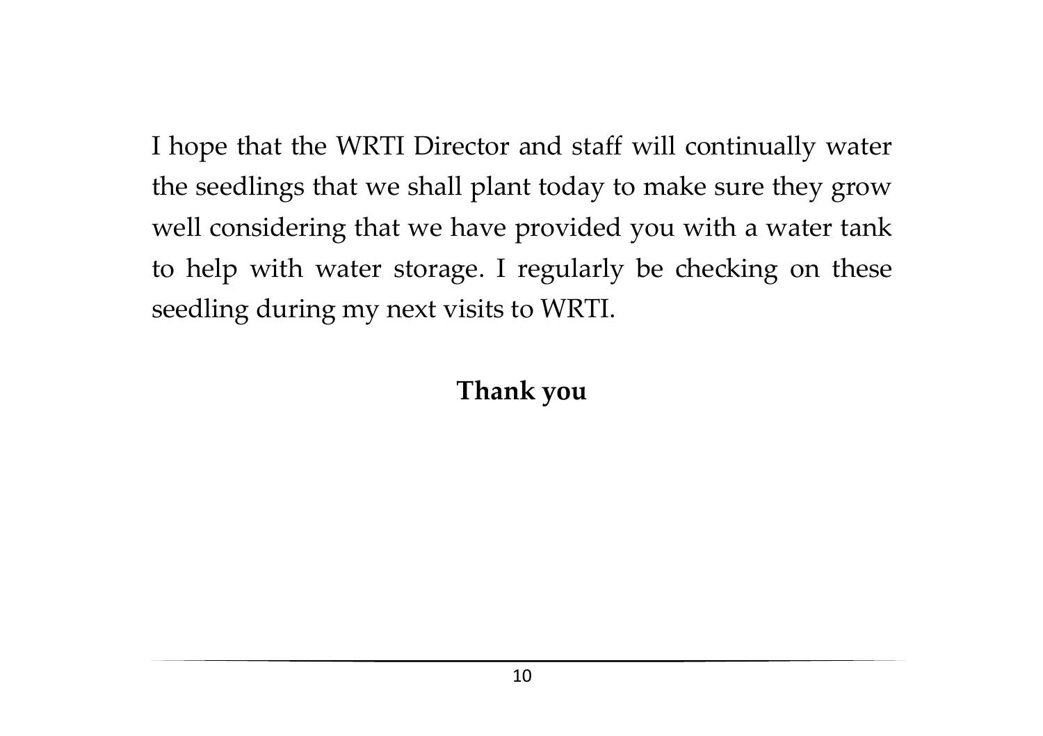I hope that the WRTI Director and staff will continually water the seedlings that we shall plant today to make sure they grow well considering that we have provided you with a water tank to help with water storage. I regularly be checking on these seedling during my next visits to WRTI.

**Thank you**